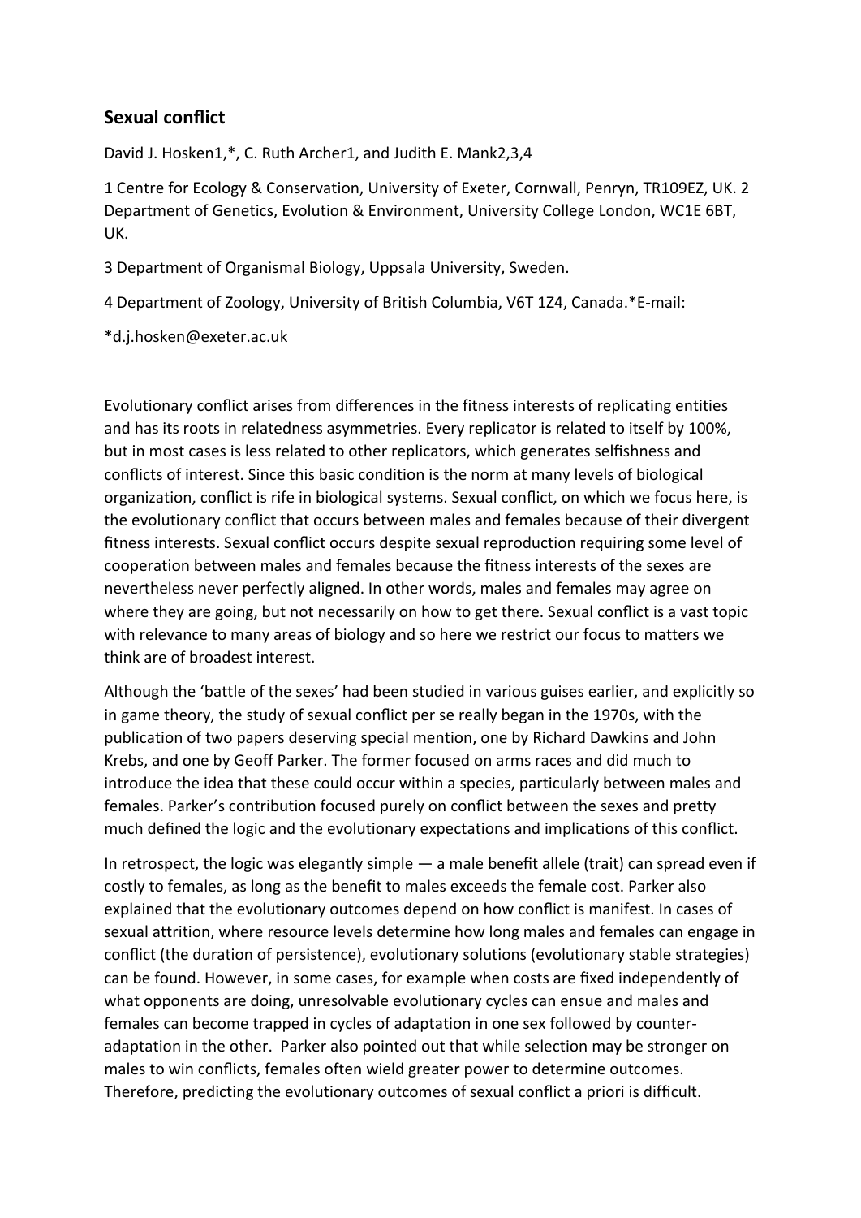## Sexual conflict

David J. Hosken[1,*], C. Ruth Archer[1], and Judith E. Mank[2,3,4]

[1] Centre for Ecology & Conservation, University of Exeter, Cornwall, Penryn, TR109EZ, UK. [2] Department of Genetics, Evolution & Environment, University College London, WC1E 6BT, UK.

[3] Department of Organismal Biology, Uppsala University, Sweden.

[4] Department of Zoology, University of British Columbia, V6T 1Z4, Canada.*E-mail:

*d.j.hosken@exeter.ac.uk

Evolutionary conflict arises from differences in the fitness interests of replicating entities and has its roots in relatedness asymmetries. Every replicator is related to itself by 100%, but in most cases is less related to other replicators, which generates selfishness and conflicts of interest. Since this basic condition is the norm at many levels of biological organization, conflict is rife in biological systems. Sexual conflict, on which we focus here, is the evolutionary conflict that occurs between males and females because of their divergent fitness interests. Sexual conflict occurs despite sexual reproduction requiring some level of cooperation between males and females because the fitness interests of the sexes are nevertheless never perfectly aligned. In other words, males and females may agree on where they are going, but not necessarily on how to get there. Sexual conflict is a vast topic with relevance to many areas of biology and so here we restrict our focus to matters we think are of broadest interest.

Although the 'battle of the sexes' had been studied in various guises earlier, and explicitly so in game theory, the study of sexual conflict per se really began in the 1970s, with the publication of two papers deserving special mention, one by Richard Dawkins and John Krebs, and one by Geoff Parker. The former focused on arms races and did much to introduce the idea that these could occur within a species, particularly between males and females. Parker's contribution focused purely on conflict between the sexes and pretty much defined the logic and the evolutionary expectations and implications of this conflict.

In retrospect, the logic was elegantly simple — a male benefit allele (trait) can spread even if costly to females, as long as the benefit to males exceeds the female cost. Parker also explained that the evolutionary outcomes depend on how conflict is manifest. In cases of sexual attrition, where resource levels determine how long males and females can engage in conflict (the duration of persistence), evolutionary solutions (evolutionary stable strategies) can be found. However, in some cases, for example when costs are fixed independently of what opponents are doing, unresolvable evolutionary cycles can ensue and males and females can become trapped in cycles of adaptation in one sex followed by counter-adaptation in the other. Parker also pointed out that while selection may be stronger on males to win conflicts, females often wield greater power to determine outcomes. Therefore, predicting the evolutionary outcomes of sexual conflict a priori is difficult.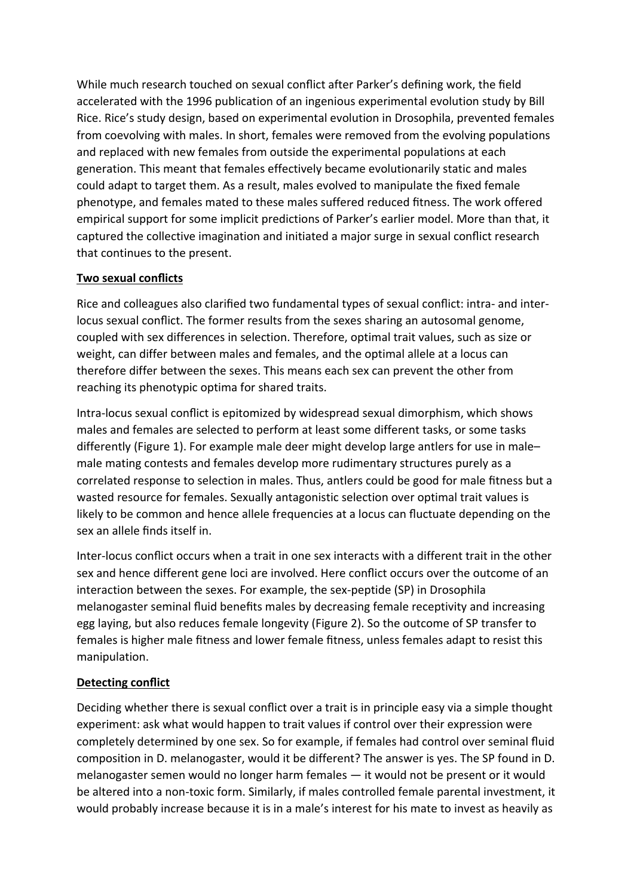While much research touched on sexual conflict after Parker's defining work, the field accelerated with the 1996 publication of an ingenious experimental evolution study by Bill Rice. Rice's study design, based on experimental evolution in Drosophila, prevented females from coevolving with males. In short, females were removed from the evolving populations and replaced with new females from outside the experimental populations at each generation. This meant that females effectively became evolutionarily static and males could adapt to target them. As a result, males evolved to manipulate the fixed female phenotype, and females mated to these males suffered reduced fitness. The work offered empirical support for some implicit predictions of Parker's earlier model. More than that, it captured the collective imagination and initiated a major surge in sexual conflict research that continues to the present.

## Two sexual conflicts

Rice and colleagues also clarified two fundamental types of sexual conflict: intra- and inter-locus sexual conflict. The former results from the sexes sharing an autosomal genome, coupled with sex differences in selection. Therefore, optimal trait values, such as size or weight, can differ between males and females, and the optimal allele at a locus can therefore differ between the sexes. This means each sex can prevent the other from reaching its phenotypic optima for shared traits.

Intra-locus sexual conflict is epitomized by widespread sexual dimorphism, which shows males and females are selected to perform at least some different tasks, or some tasks differently (Figure 1). For example male deer might develop large antlers for use in male–male mating contests and females develop more rudimentary structures purely as a correlated response to selection in males. Thus, antlers could be good for male fitness but a wasted resource for females. Sexually antagonistic selection over optimal trait values is likely to be common and hence allele frequencies at a locus can fluctuate depending on the sex an allele finds itself in.

Inter-locus conflict occurs when a trait in one sex interacts with a different trait in the other sex and hence different gene loci are involved. Here conflict occurs over the outcome of an interaction between the sexes. For example, the sex-peptide (SP) in Drosophila melanogaster seminal fluid benefits males by decreasing female receptivity and increasing egg laying, but also reduces female longevity (Figure 2). So the outcome of SP transfer to females is higher male fitness and lower female fitness, unless females adapt to resist this manipulation.

## Detecting conflict

Deciding whether there is sexual conflict over a trait is in principle easy via a simple thought experiment: ask what would happen to trait values if control over their expression were completely determined by one sex. So for example, if females had control over seminal fluid composition in D. melanogaster, would it be different? The answer is yes. The SP found in D. melanogaster semen would no longer harm females — it would not be present or it would be altered into a non-toxic form. Similarly, if males controlled female parental investment, it would probably increase because it is in a male's interest for his mate to invest as heavily as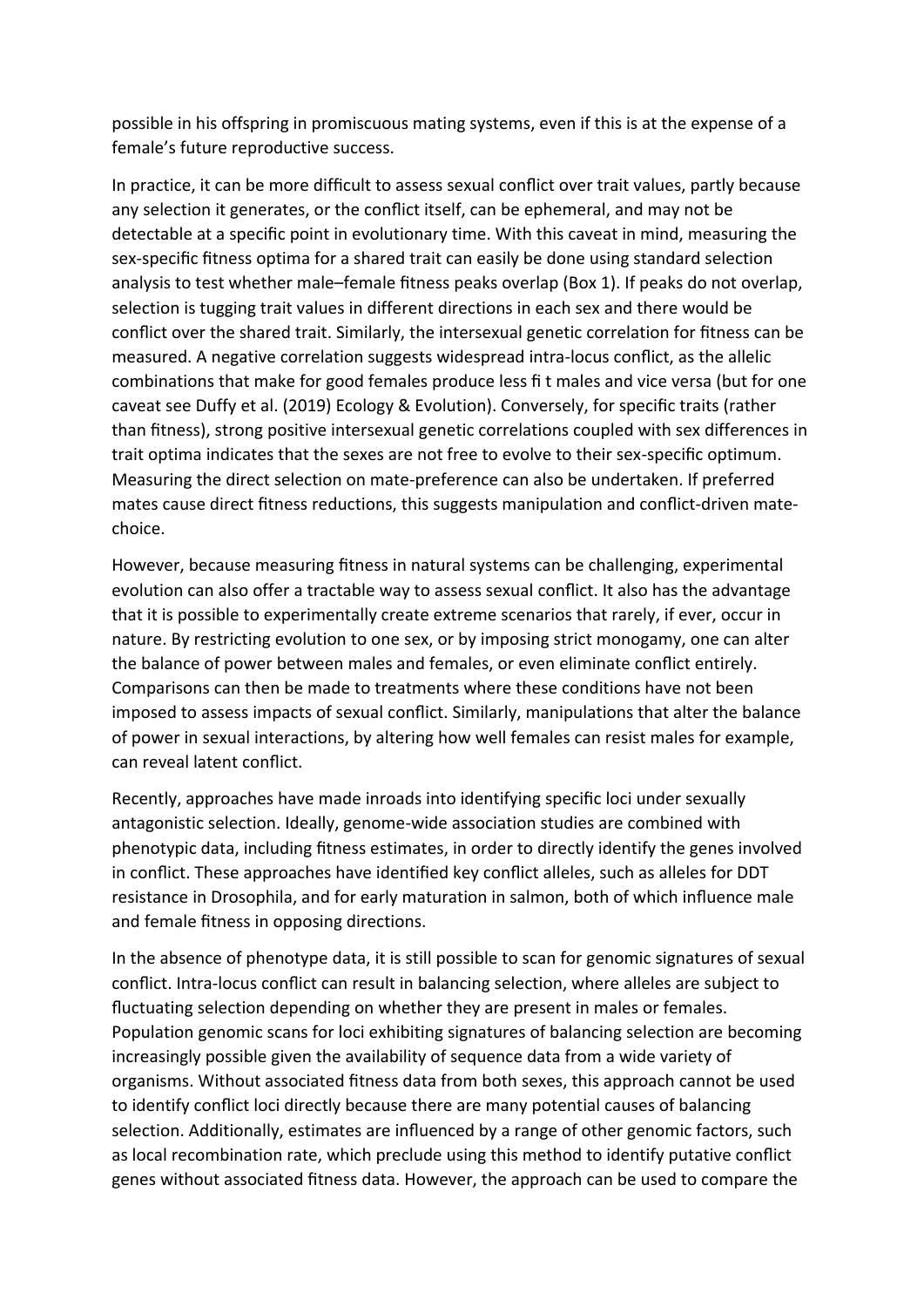possible in his offspring in promiscuous mating systems, even if this is at the expense of a female's future reproductive success.

In practice, it can be more difficult to assess sexual conflict over trait values, partly because any selection it generates, or the conflict itself, can be ephemeral, and may not be detectable at a specific point in evolutionary time. With this caveat in mind, measuring the sex-specific fitness optima for a shared trait can easily be done using standard selection analysis to test whether male–female fitness peaks overlap (Box 1). If peaks do not overlap, selection is tugging trait values in different directions in each sex and there would be conflict over the shared trait. Similarly, the intersexual genetic correlation for fitness can be measured. A negative correlation suggests widespread intra-locus conflict, as the allelic combinations that make for good females produce less fi t males and vice versa (but for one caveat see Duffy et al. (2019) Ecology & Evolution). Conversely, for specific traits (rather than fitness), strong positive intersexual genetic correlations coupled with sex differences in trait optima indicates that the sexes are not free to evolve to their sex-specific optimum. Measuring the direct selection on mate-preference can also be undertaken. If preferred mates cause direct fitness reductions, this suggests manipulation and conflict-driven mate-choice.

However, because measuring fitness in natural systems can be challenging, experimental evolution can also offer a tractable way to assess sexual conflict. It also has the advantage that it is possible to experimentally create extreme scenarios that rarely, if ever, occur in nature. By restricting evolution to one sex, or by imposing strict monogamy, one can alter the balance of power between males and females, or even eliminate conflict entirely. Comparisons can then be made to treatments where these conditions have not been imposed to assess impacts of sexual conflict. Similarly, manipulations that alter the balance of power in sexual interactions, by altering how well females can resist males for example, can reveal latent conflict.

Recently, approaches have made inroads into identifying specific loci under sexually antagonistic selection. Ideally, genome-wide association studies are combined with phenotypic data, including fitness estimates, in order to directly identify the genes involved in conflict. These approaches have identified key conflict alleles, such as alleles for DDT resistance in Drosophila, and for early maturation in salmon, both of which influence male and female fitness in opposing directions.

In the absence of phenotype data, it is still possible to scan for genomic signatures of sexual conflict. Intra-locus conflict can result in balancing selection, where alleles are subject to fluctuating selection depending on whether they are present in males or females. Population genomic scans for loci exhibiting signatures of balancing selection are becoming increasingly possible given the availability of sequence data from a wide variety of organisms. Without associated fitness data from both sexes, this approach cannot be used to identify conflict loci directly because there are many potential causes of balancing selection. Additionally, estimates are influenced by a range of other genomic factors, such as local recombination rate, which preclude using this method to identify putative conflict genes without associated fitness data. However, the approach can be used to compare the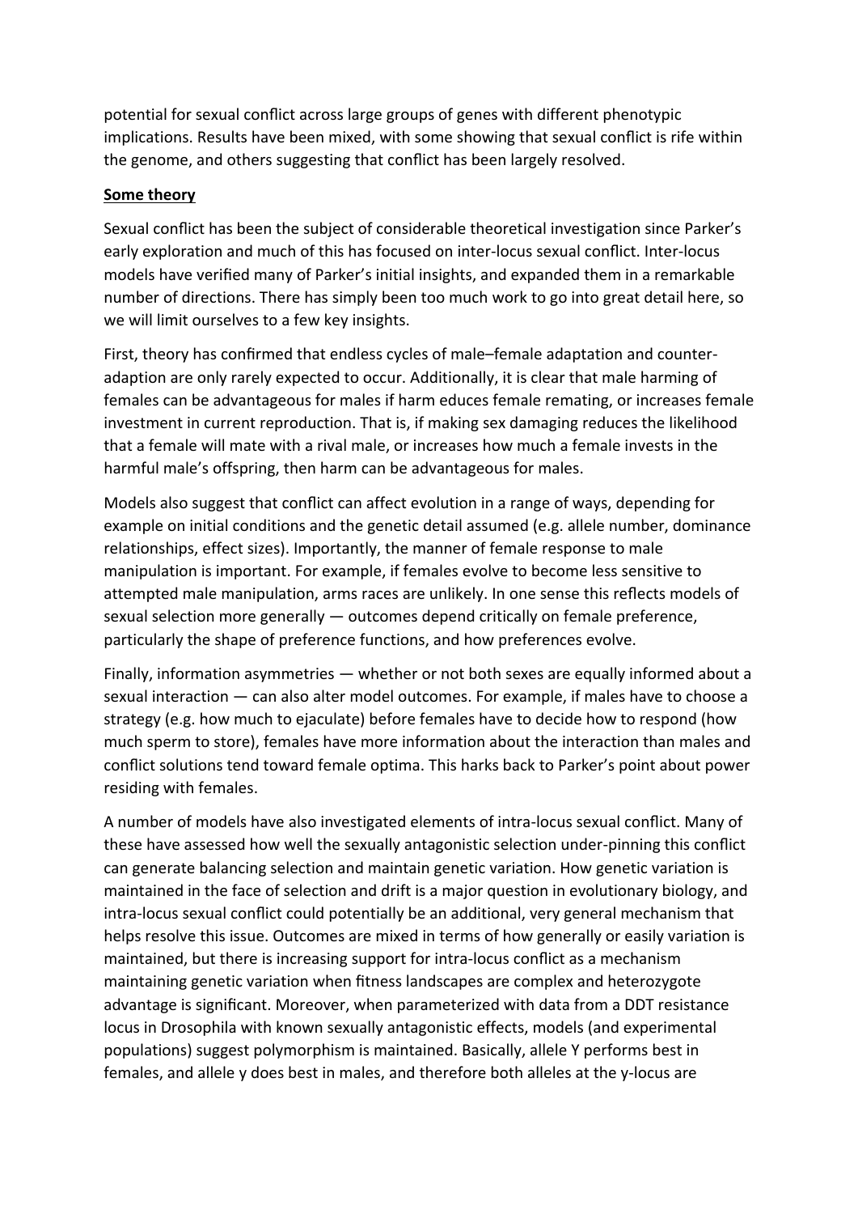potential for sexual conflict across large groups of genes with different phenotypic implications. Results have been mixed, with some showing that sexual conflict is rife within the genome, and others suggesting that conflict has been largely resolved.

## Some theory

Sexual conflict has been the subject of considerable theoretical investigation since Parker's early exploration and much of this has focused on inter-locus sexual conflict. Inter-locus models have verified many of Parker's initial insights, and expanded them in a remarkable number of directions. There has simply been too much work to go into great detail here, so we will limit ourselves to a few key insights.

First, theory has confirmed that endless cycles of male–female adaptation and counter-adaption are only rarely expected to occur. Additionally, it is clear that male harming of females can be advantageous for males if harm educes female remating, or increases female investment in current reproduction. That is, if making sex damaging reduces the likelihood that a female will mate with a rival male, or increases how much a female invests in the harmful male's offspring, then harm can be advantageous for males.

Models also suggest that conflict can affect evolution in a range of ways, depending for example on initial conditions and the genetic detail assumed (e.g. allele number, dominance relationships, effect sizes). Importantly, the manner of female response to male manipulation is important. For example, if females evolve to become less sensitive to attempted male manipulation, arms races are unlikely. In one sense this reflects models of sexual selection more generally — outcomes depend critically on female preference, particularly the shape of preference functions, and how preferences evolve.

Finally, information asymmetries — whether or not both sexes are equally informed about a sexual interaction — can also alter model outcomes. For example, if males have to choose a strategy (e.g. how much to ejaculate) before females have to decide how to respond (how much sperm to store), females have more information about the interaction than males and conflict solutions tend toward female optima. This harks back to Parker's point about power residing with females.

A number of models have also investigated elements of intra-locus sexual conflict. Many of these have assessed how well the sexually antagonistic selection under-pinning this conflict can generate balancing selection and maintain genetic variation. How genetic variation is maintained in the face of selection and drift is a major question in evolutionary biology, and intra-locus sexual conflict could potentially be an additional, very general mechanism that helps resolve this issue. Outcomes are mixed in terms of how generally or easily variation is maintained, but there is increasing support for intra-locus conflict as a mechanism maintaining genetic variation when fitness landscapes are complex and heterozygote advantage is significant. Moreover, when parameterized with data from a DDT resistance locus in Drosophila with known sexually antagonistic effects, models (and experimental populations) suggest polymorphism is maintained. Basically, allele Y performs best in females, and allele y does best in males, and therefore both alleles at the y-locus are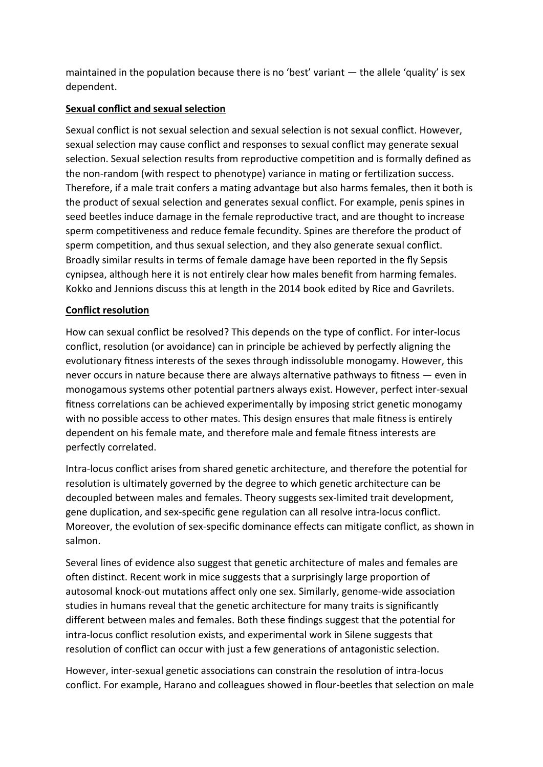maintained in the population because there is no 'best' variant — the allele 'quality' is sex dependent.

**Sexual conflict and sexual selection**

Sexual conflict is not sexual selection and sexual selection is not sexual conflict. However, sexual selection may cause conflict and responses to sexual conflict may generate sexual selection. Sexual selection results from reproductive competition and is formally defined as the non-random (with respect to phenotype) variance in mating or fertilization success. Therefore, if a male trait confers a mating advantage but also harms females, then it both is the product of sexual selection and generates sexual conflict. For example, penis spines in seed beetles induce damage in the female reproductive tract, and are thought to increase sperm competitiveness and reduce female fecundity. Spines are therefore the product of sperm competition, and thus sexual selection, and they also generate sexual conflict. Broadly similar results in terms of female damage have been reported in the fly Sepsis cynipsea, although here it is not entirely clear how males benefit from harming females. Kokko and Jennions discuss this at length in the 2014 book edited by Rice and Gavrilets.

**Conflict resolution**

How can sexual conflict be resolved? This depends on the type of conflict. For inter-locus conflict, resolution (or avoidance) can in principle be achieved by perfectly aligning the evolutionary fitness interests of the sexes through indissoluble monogamy. However, this never occurs in nature because there are always alternative pathways to fitness — even in monogamous systems other potential partners always exist. However, perfect inter-sexual fitness correlations can be achieved experimentally by imposing strict genetic monogamy with no possible access to other mates. This design ensures that male fitness is entirely dependent on his female mate, and therefore male and female fitness interests are perfectly correlated.

Intra-locus conflict arises from shared genetic architecture, and therefore the potential for resolution is ultimately governed by the degree to which genetic architecture can be decoupled between males and females. Theory suggests sex-limited trait development, gene duplication, and sex-specific gene regulation can all resolve intra-locus conflict. Moreover, the evolution of sex-specific dominance effects can mitigate conflict, as shown in salmon.

Several lines of evidence also suggest that genetic architecture of males and females are often distinct. Recent work in mice suggests that a surprisingly large proportion of autosomal knock-out mutations affect only one sex. Similarly, genome-wide association studies in humans reveal that the genetic architecture for many traits is significantly different between males and females. Both these findings suggest that the potential for intra-locus conflict resolution exists, and experimental work in Silene suggests that resolution of conflict can occur with just a few generations of antagonistic selection.

However, inter-sexual genetic associations can constrain the resolution of intra-locus conflict. For example, Harano and colleagues showed in flour-beetles that selection on male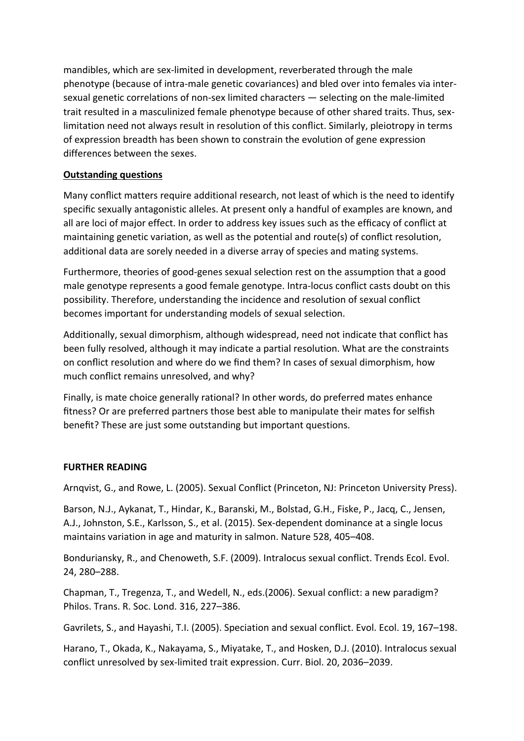mandibles, which are sex-limited in development, reverberated through the male phenotype (because of intra-male genetic covariances) and bled over into females via inter-sexual genetic correlations of non-sex limited characters — selecting on the male-limited trait resulted in a masculinized female phenotype because of other shared traits. Thus, sex-limitation need not always result in resolution of this conflict. Similarly, pleiotropy in terms of expression breadth has been shown to constrain the evolution of gene expression differences between the sexes.

## Outstanding questions

Many conflict matters require additional research, not least of which is the need to identify specific sexually antagonistic alleles. At present only a handful of examples are known, and all are loci of major effect. In order to address key issues such as the efficacy of conflict at maintaining genetic variation, as well as the potential and route(s) of conflict resolution, additional data are sorely needed in a diverse array of species and mating systems.

Furthermore, theories of good-genes sexual selection rest on the assumption that a good male genotype represents a good female genotype. Intra-locus conflict casts doubt on this possibility. Therefore, understanding the incidence and resolution of sexual conflict becomes important for understanding models of sexual selection.

Additionally, sexual dimorphism, although widespread, need not indicate that conflict has been fully resolved, although it may indicate a partial resolution. What are the constraints on conflict resolution and where do we find them? In cases of sexual dimorphism, how much conflict remains unresolved, and why?

Finally, is mate choice generally rational? In other words, do preferred mates enhance fitness? Or are preferred partners those best able to manipulate their mates for selfish benefit? These are just some outstanding but important questions.

## FURTHER READING

Arnqvist, G., and Rowe, L. (2005). Sexual Conflict (Princeton, NJ: Princeton University Press).

Barson, N.J., Aykanat, T., Hindar, K., Baranski, M., Bolstad, G.H., Fiske, P., Jacq, C., Jensen, A.J., Johnston, S.E., Karlsson, S., et al. (2015). Sex-dependent dominance at a single locus maintains variation in age and maturity in salmon. Nature 528, 405–408.

Bonduriansky, R., and Chenoweth, S.F. (2009). Intralocus sexual conflict. Trends Ecol. Evol. 24, 280–288.

Chapman, T., Tregenza, T., and Wedell, N., eds.(2006). Sexual conflict: a new paradigm? Philos. Trans. R. Soc. Lond. 316, 227–386.

Gavrilets, S., and Hayashi, T.I. (2005). Speciation and sexual conflict. Evol. Ecol. 19, 167–198.

Harano, T., Okada, K., Nakayama, S., Miyatake, T., and Hosken, D.J. (2010). Intralocus sexual conflict unresolved by sex-limited trait expression. Curr. Biol. 20, 2036–2039.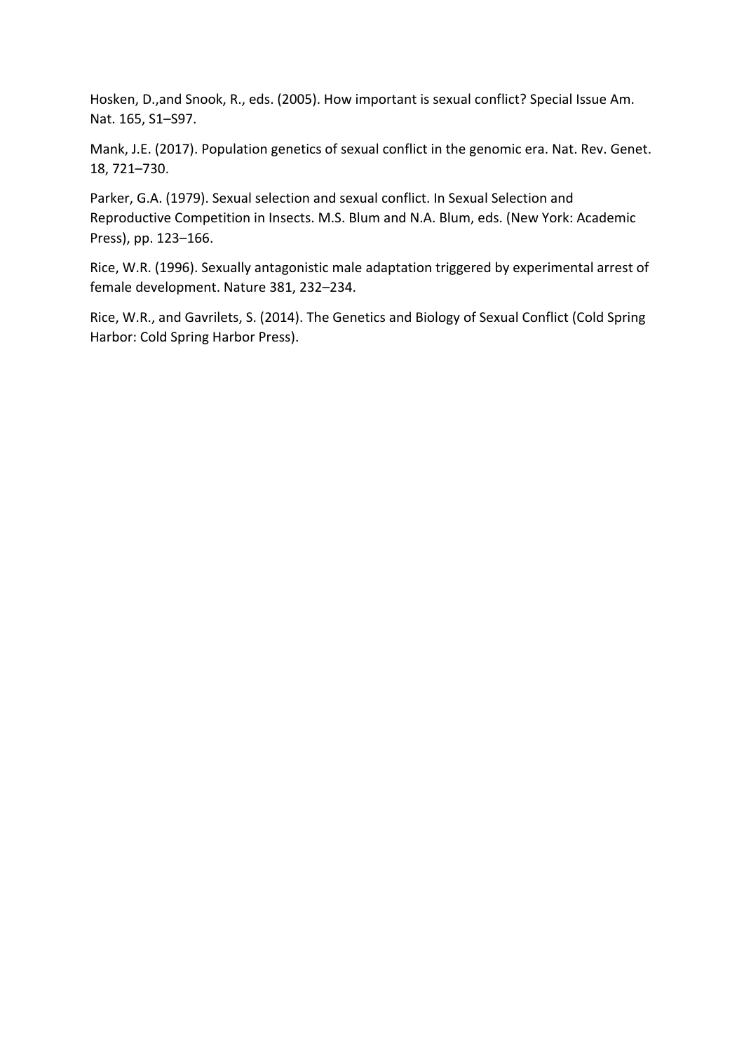Hosken, D.,and Snook, R., eds. (2005). How important is sexual conflict? Special Issue Am. Nat. 165, S1–S97.

Mank, J.E. (2017). Population genetics of sexual conflict in the genomic era. Nat. Rev. Genet. 18, 721–730.

Parker, G.A. (1979). Sexual selection and sexual conflict. In Sexual Selection and Reproductive Competition in Insects. M.S. Blum and N.A. Blum, eds. (New York: Academic Press), pp. 123–166.

Rice, W.R. (1996). Sexually antagonistic male adaptation triggered by experimental arrest of female development. Nature 381, 232–234.

Rice, W.R., and Gavrilets, S. (2014). The Genetics and Biology of Sexual Conflict (Cold Spring Harbor: Cold Spring Harbor Press).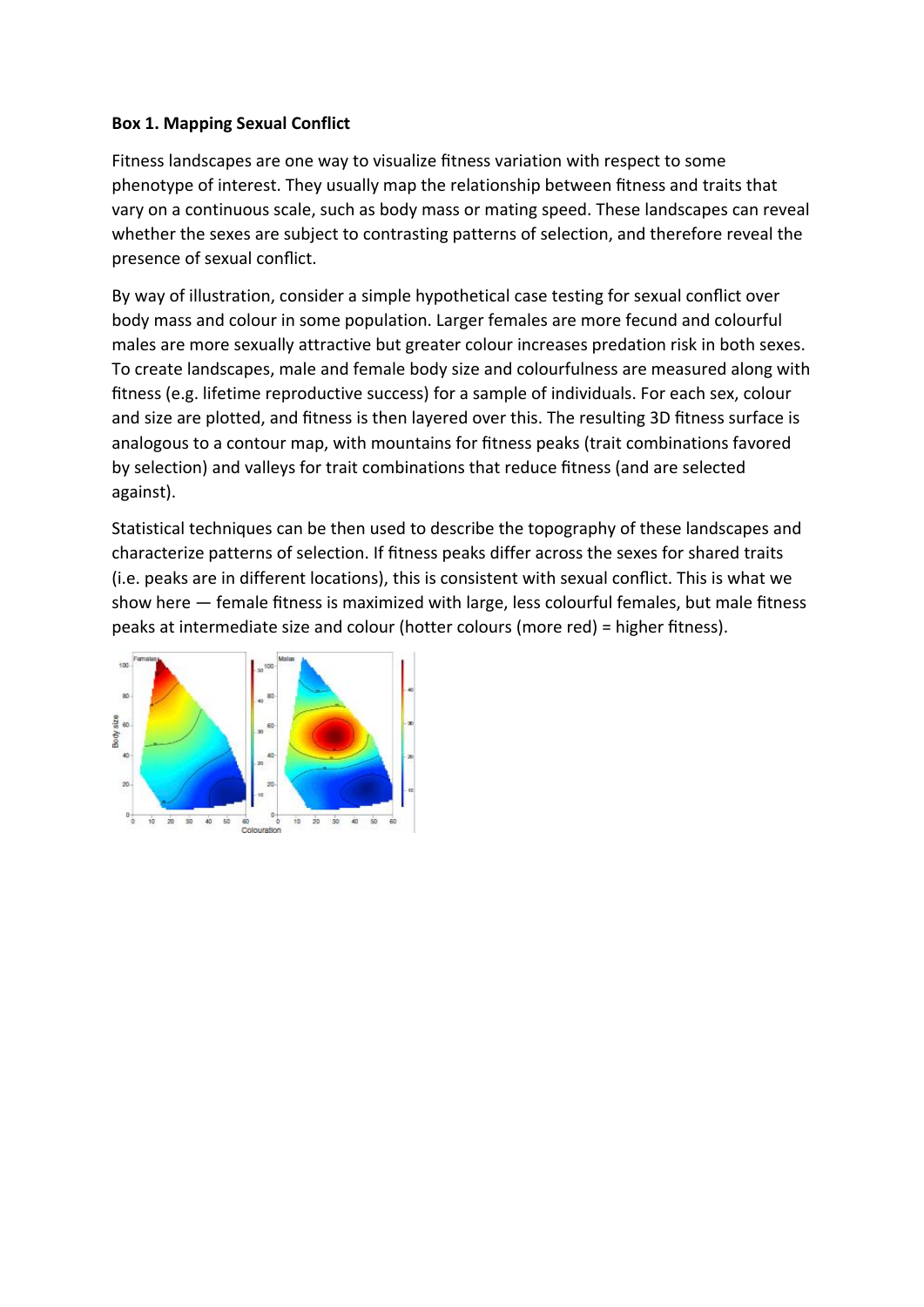**Box 1. Mapping Sexual Conflict**

Fitness landscapes are one way to visualize fitness variation with respect to some phenotype of interest. They usually map the relationship between fitness and traits that vary on a continuous scale, such as body mass or mating speed. These landscapes can reveal whether the sexes are subject to contrasting patterns of selection, and therefore reveal the presence of sexual conflict.

By way of illustration, consider a simple hypothetical case testing for sexual conflict over body mass and colour in some population. Larger females are more fecund and colourful males are more sexually attractive but greater colour increases predation risk in both sexes. To create landscapes, male and female body size and colourfulness are measured along with fitness (e.g. lifetime reproductive success) for a sample of individuals. For each sex, colour and size are plotted, and fitness is then layered over this. The resulting 3D fitness surface is analogous to a contour map, with mountains for fitness peaks (trait combinations favored by selection) and valleys for trait combinations that reduce fitness (and are selected against).

Statistical techniques can be then used to describe the topography of these landscapes and characterize patterns of selection. If fitness peaks differ across the sexes for shared traits (i.e. peaks are in different locations), this is consistent with sexual conflict. This is what we show here — female fitness is maximized with large, less colourful females, but male fitness peaks at intermediate size and colour (hotter colours (more red) = higher fitness).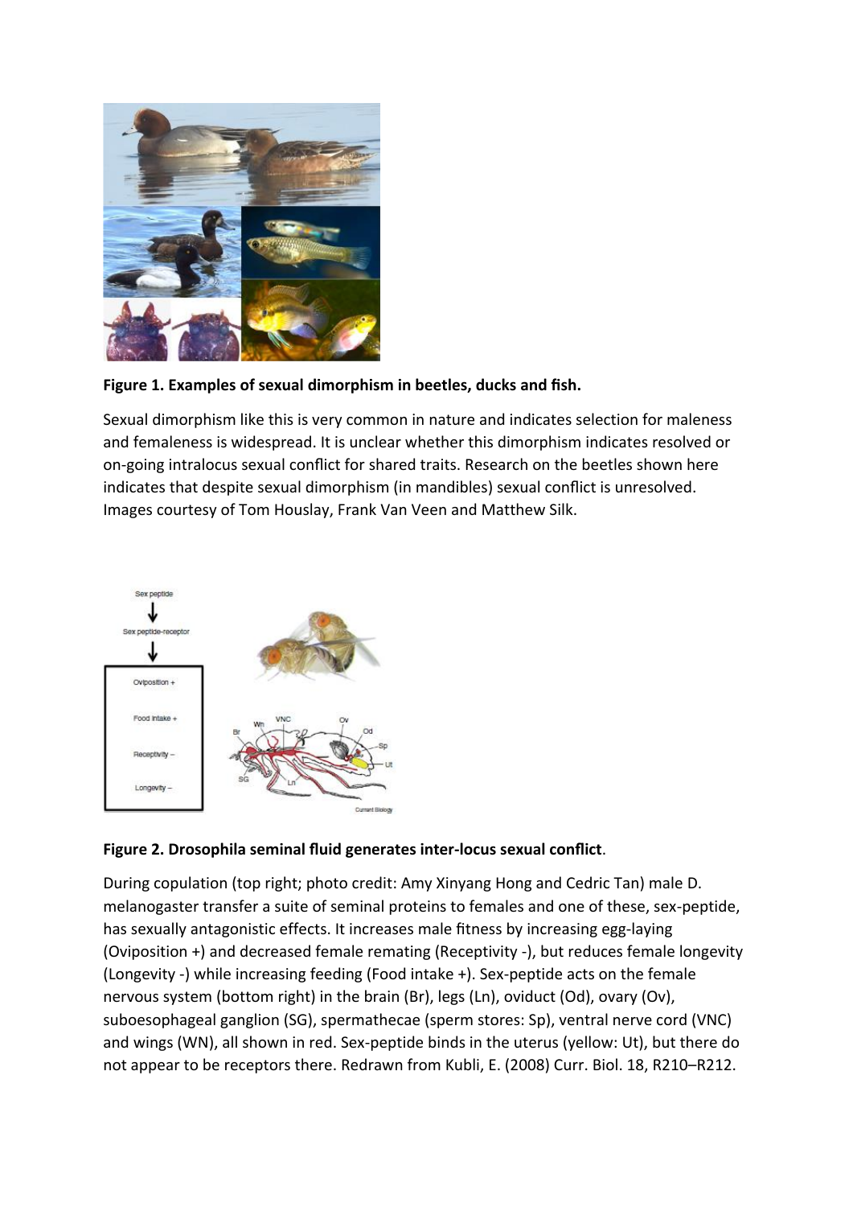**Figure 1. Examples of sexual dimorphism in beetles, ducks and fish.**

Sexual dimorphism like this is very common in nature and indicates selection for maleness and femaleness is widespread. It is unclear whether this dimorphism indicates resolved or on-going intralocus sexual conflict for shared traits. Research on the beetles shown here indicates that despite sexual dimorphism (in mandibles) sexual conflict is unresolved. Images courtesy of Tom Houslay, Frank Van Veen and Matthew Silk.

Sex peptide

Sex peptide-receptor

Oviposition +

Food intake +

Receptivity –

Longevity –

Br Wn VNC Ov Od Sp Ut SG Ln

Current Biology

**Figure 2. Drosophila seminal fluid generates inter-locus sexual conflict**.

During copulation (top right; photo credit: Amy Xinyang Hong and Cedric Tan) male D. melanogaster transfer a suite of seminal proteins to females and one of these, sex-peptide, has sexually antagonistic effects. It increases male fitness by increasing egg-laying (Oviposition +) and decreased female remating (Receptivity -), but reduces female longevity (Longevity -) while increasing feeding (Food intake +). Sex-peptide acts on the female nervous system (bottom right) in the brain (Br), legs (Ln), oviduct (Od), ovary (Ov), suboesophageal ganglion (SG), spermathecae (sperm stores: Sp), ventral nerve cord (VNC) and wings (WN), all shown in red. Sex-peptide binds in the uterus (yellow: Ut), but there do not appear to be receptors there. Redrawn from Kubli, E. (2008) Curr. Biol. 18, R210–R212.